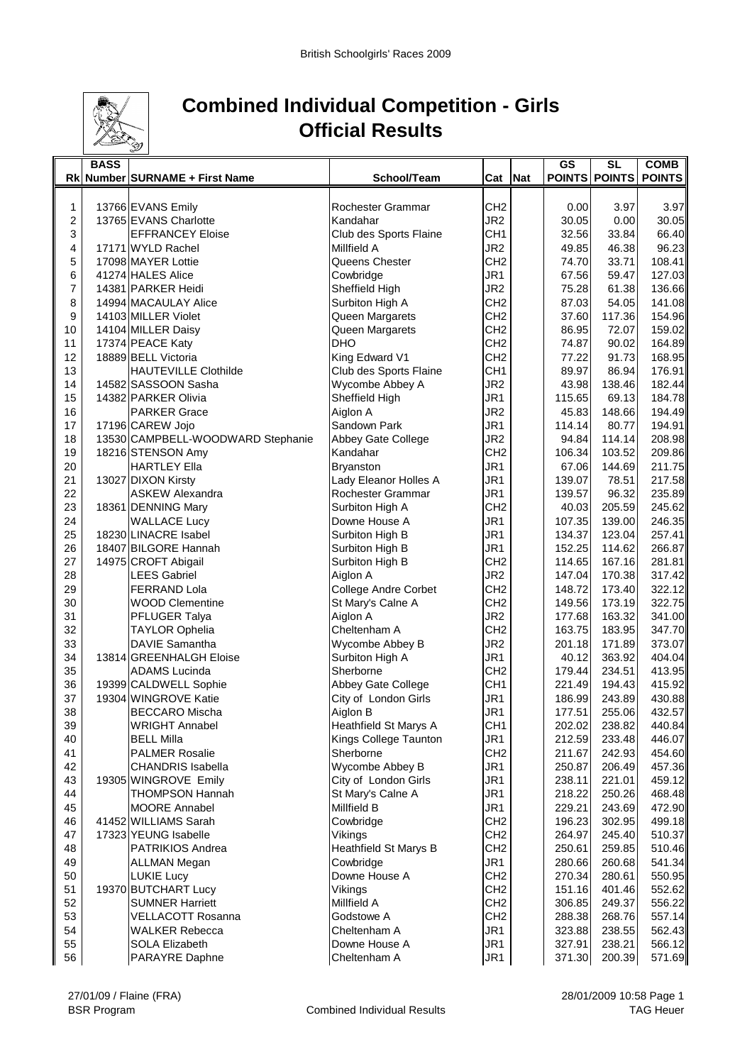# Combined Individual Competition - Girls

# Official Results

| Rk | BASS Number | SURNAME + First Name | School/Team | Cat | Nat | GS POINTS | SL POINTS | COMB POINTS |
|---|---|---|---|---|---|---|---|---|
| 1 | 13766 | EVANS Emily | Rochester Grammar | CH2 | | 0.00 | 3.97 | 3.97 |
| 2 | 13765 | EVANS Charlotte | Kandahar | JR2 | | 30.05 | 0.00 | 30.05 |
| 3 | | EFFRANCEY Eloise | Club des Sports Flaine | CH1 | | 32.56 | 33.84 | 66.40 |
| 4 | 17171 | WYLD Rachel | Millfield A | JR2 | | 49.85 | 46.38 | 96.23 |
| 5 | 17098 | MAYER Lottie | Queens Chester | CH2 | | 74.70 | 33.71 | 108.41 |
| 6 | 41274 | HALES Alice | Cowbridge | JR1 | | 67.56 | 59.47 | 127.03 |
| 7 | 14381 | PARKER Heidi | Sheffield High | JR2 | | 75.28 | 61.38 | 136.66 |
| 8 | 14994 | MACAULAY Alice | Surbiton High A | CH2 | | 87.03 | 54.05 | 141.08 |
| 9 | 14103 | MILLER Violet | Queen Margarets | CH2 | | 37.60 | 117.36 | 154.96 |
| 10 | 14104 | MILLER Daisy | Queen Margarets | CH2 | | 86.95 | 72.07 | 159.02 |
| 11 | 17374 | PEACE Katy | DHO | CH2 | | 74.87 | 90.02 | 164.89 |
| 12 | 18889 | BELL Victoria | King Edward V1 | CH2 | | 77.22 | 91.73 | 168.95 |
| 13 | | HAUTEVILLE Clothilde | Club des Sports Flaine | CH1 | | 89.97 | 86.94 | 176.91 |
| 14 | 14582 | SASSOON Sasha | Wycombe Abbey A | JR2 | | 43.98 | 138.46 | 182.44 |
| 15 | 14382 | PARKER Olivia | Sheffield High | JR1 | | 115.65 | 69.13 | 184.78 |
| 16 | | PARKER Grace | Aiglon A | JR2 | | 45.83 | 148.66 | 194.49 |
| 17 | 17196 | CAREW Jojo | Sandown Park | JR1 | | 114.14 | 80.77 | 194.91 |
| 18 | 13530 | CAMPBELL-WOODWARD Stephanie | Abbey Gate College | JR2 | | 94.84 | 114.14 | 208.98 |
| 19 | 18216 | STENSON Amy | Kandahar | CH2 | | 106.34 | 103.52 | 209.86 |
| 20 | | HARTLEY Ella | Bryanston | JR1 | | 67.06 | 144.69 | 211.75 |
| 21 | 13027 | DIXON Kirsty | Lady Eleanor Holles A | JR1 | | 139.07 | 78.51 | 217.58 |
| 22 | | ASKEW Alexandra | Rochester Grammar | JR1 | | 139.57 | 96.32 | 235.89 |
| 23 | 18361 | DENNING Mary | Surbiton High A | CH2 | | 40.03 | 205.59 | 245.62 |
| 24 | | WALLACE Lucy | Downe House A | JR1 | | 107.35 | 139.00 | 246.35 |
| 25 | 18230 | LINACRE Isabel | Surbiton High B | JR1 | | 134.37 | 123.04 | 257.41 |
| 26 | 18407 | BILGORE Hannah | Surbiton High B | JR1 | | 152.25 | 114.62 | 266.87 |
| 27 | 14975 | CROFT Abigail | Surbiton High B | CH2 | | 114.65 | 167.16 | 281.81 |
| 28 | | LEES Gabriel | Aiglon A | JR2 | | 147.04 | 170.38 | 317.42 |
| 29 | | FERRAND Lola | College Andre Corbet | CH2 | | 148.72 | 173.40 | 322.12 |
| 30 | | WOOD Clementine | St Mary's Calne A | CH2 | | 149.56 | 173.19 | 322.75 |
| 31 | | PFLUGER Talya | Aiglon A | JR2 | | 177.68 | 163.32 | 341.00 |
| 32 | | TAYLOR Ophelia | Cheltenham A | CH2 | | 163.75 | 183.95 | 347.70 |
| 33 | | DAVIE Samantha | Wycombe Abbey B | JR2 | | 201.18 | 171.89 | 373.07 |
| 34 | 13814 | GREENHALGH Eloise | Surbiton High A | JR1 | | 40.12 | 363.92 | 404.04 |
| 35 | | ADAMS Lucinda | Sherborne | CH2 | | 179.44 | 234.51 | 413.95 |
| 36 | 19399 | CALDWELL Sophie | Abbey Gate College | CH1 | | 221.49 | 194.43 | 415.92 |
| 37 | 19304 | WINGROVE Katie | City of London Girls | JR1 | | 186.99 | 243.89 | 430.88 |
| 38 | | BECCARO Mischa | Aiglon B | JR1 | | 177.51 | 255.06 | 432.57 |
| 39 | | WRIGHT Annabel | Heathfield St Marys A | CH1 | | 202.02 | 238.82 | 440.84 |
| 40 | | BELL Milla | Kings College Taunton | JR1 | | 212.59 | 233.48 | 446.07 |
| 41 | | PALMER Rosalie | Sherborne | CH2 | | 211.67 | 242.93 | 454.60 |
| 42 | | CHANDRIS Isabella | Wycombe Abbey B | JR1 | | 250.87 | 206.49 | 457.36 |
| 43 | 19305 | WINGROVE Emily | City of London Girls | JR1 | | 238.11 | 221.01 | 459.12 |
| 44 | | THOMPSON Hannah | St Mary's Calne A | JR1 | | 218.22 | 250.26 | 468.48 |
| 45 | | MOORE Annabel | Millfield B | JR1 | | 229.21 | 243.69 | 472.90 |
| 46 | 41452 | WILLIAMS Sarah | Cowbridge | CH2 | | 196.23 | 302.95 | 499.18 |
| 47 | 17323 | YEUNG Isabelle | Vikings | CH2 | | 264.97 | 245.40 | 510.37 |
| 48 | | PATRIKIOS Andrea | Heathfield St Marys B | CH2 | | 250.61 | 259.85 | 510.46 |
| 49 | | ALLMAN Megan | Cowbridge | JR1 | | 280.66 | 260.68 | 541.34 |
| 50 | | LUKIE Lucy | Downe House A | CH2 | | 270.34 | 280.61 | 550.95 |
| 51 | 19370 | BUTCHART Lucy | Vikings | CH2 | | 151.16 | 401.46 | 552.62 |
| 52 | | SUMNER Harriett | Millfield A | CH2 | | 306.85 | 249.37 | 556.22 |
| 53 | | VELLACOTT Rosanna | Godstowe A | CH2 | | 288.38 | 268.76 | 557.14 |
| 54 | | WALKER Rebecca | Cheltenham A | JR1 | | 323.88 | 238.55 | 562.43 |
| 55 | | SOLA Elizabeth | Downe House A | JR1 | | 327.91 | 238.21 | 566.12 |
| 56 | | PARAYRE Daphne | Cheltenham A | JR1 | | 371.30 | 200.39 | 571.69 |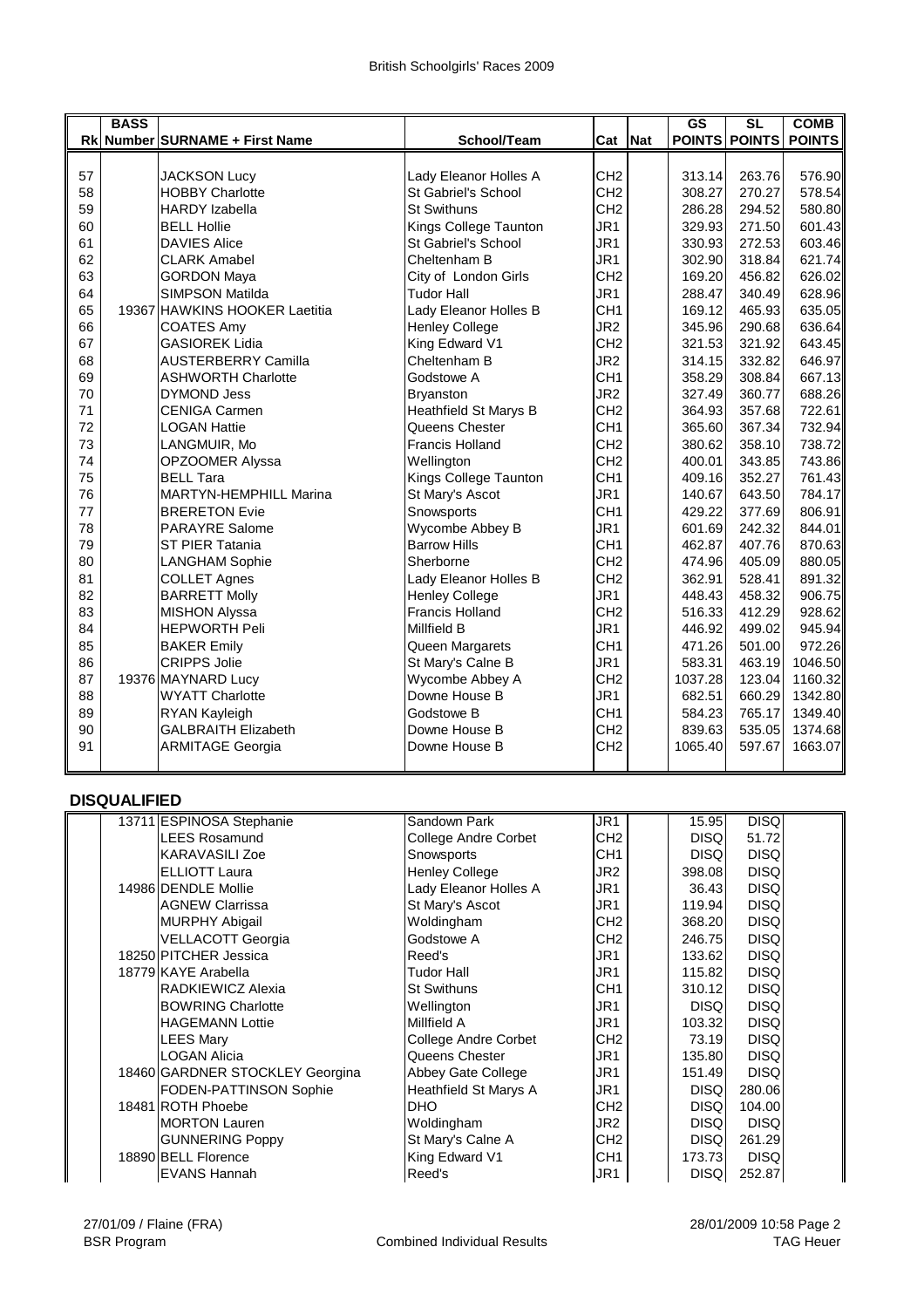# British Schoolgirls' Races 2009

| Rk | BASS Number | SURNAME + First Name | School/Team | Cat | Nat | GS POINTS | SL POINTS | COMB POINTS |
|---|---|---|---|---|---|---|---|---|
| 57 | | JACKSON Lucy | Lady Eleanor Holles A | CH2 | | 313.14 | 263.76 | 576.90 |
| 58 | | HOBBY Charlotte | St Gabriel's School | CH2 | | 308.27 | 270.27 | 578.54 |
| 59 | | HARDY Izabella | St Swithuns | CH2 | | 286.28 | 294.52 | 580.80 |
| 60 | | BELL Hollie | Kings College Taunton | JR1 | | 329.93 | 271.50 | 601.43 |
| 61 | | DAVIES Alice | St Gabriel's School | JR1 | | 330.93 | 272.53 | 603.46 |
| 62 | | CLARK Amabel | Cheltenham B | JR1 | | 302.90 | 318.84 | 621.74 |
| 63 | | GORDON Maya | City of London Girls | CH2 | | 169.20 | 456.82 | 626.02 |
| 64 | | SIMPSON Matilda | Tudor Hall | JR1 | | 288.47 | 340.49 | 628.96 |
| 65 | 19367 | HAWKINS HOOKER Laetitia | Lady Eleanor Holles B | CH1 | | 169.12 | 465.93 | 635.05 |
| 66 | | COATES Amy | Henley College | JR2 | | 345.96 | 290.68 | 636.64 |
| 67 | | GASIOREK Lidia | King Edward V1 | CH2 | | 321.53 | 321.92 | 643.45 |
| 68 | | AUSTERBERRY Camilla | Cheltenham B | JR2 | | 314.15 | 332.82 | 646.97 |
| 69 | | ASHWORTH Charlotte | Godstowe A | CH1 | | 358.29 | 308.84 | 667.13 |
| 70 | | DYMOND Jess | Bryanston | JR2 | | 327.49 | 360.77 | 688.26 |
| 71 | | CENIGA Carmen | Heathfield St Marys B | CH2 | | 364.93 | 357.68 | 722.61 |
| 72 | | LOGAN Hattie | Queens Chester | CH1 | | 365.60 | 367.34 | 732.94 |
| 73 | | LANGMUIR, Mo | Francis Holland | CH2 | | 380.62 | 358.10 | 738.72 |
| 74 | | OPZOOMER Alyssa | Wellington | CH2 | | 400.01 | 343.85 | 743.86 |
| 75 | | BELL Tara | Kings College Taunton | CH1 | | 409.16 | 352.27 | 761.43 |
| 76 | | MARTYN-HEMPHILL Marina | St Mary's Ascot | JR1 | | 140.67 | 643.50 | 784.17 |
| 77 | | BRERETON Evie | Snowsports | CH1 | | 429.22 | 377.69 | 806.91 |
| 78 | | PARAYRE Salome | Wycombe Abbey B | JR1 | | 601.69 | 242.32 | 844.01 |
| 79 | | ST PIER Tatania | Barrow Hills | CH1 | | 462.87 | 407.76 | 870.63 |
| 80 | | LANGHAM Sophie | Sherborne | CH2 | | 474.96 | 405.09 | 880.05 |
| 81 | | COLLET Agnes | Lady Eleanor Holles B | CH2 | | 362.91 | 528.41 | 891.32 |
| 82 | | BARRETT Molly | Henley College | JR1 | | 448.43 | 458.32 | 906.75 |
| 83 | | MISHON Alyssa | Francis Holland | CH2 | | 516.33 | 412.29 | 928.62 |
| 84 | | HEPWORTH Peli | Millfield B | JR1 | | 446.92 | 499.02 | 945.94 |
| 85 | | BAKER Emily | Queen Margarets | CH1 | | 471.26 | 501.00 | 972.26 |
| 86 | | CRIPPS Jolie | St Mary's Calne B | JR1 | | 583.31 | 463.19 | 1046.50 |
| 87 | 19376 | MAYNARD Lucy | Wycombe Abbey A | CH2 | | 1037.28 | 123.04 | 1160.32 |
| 88 | | WYATT Charlotte | Downe House B | JR1 | | 682.51 | 660.29 | 1342.80 |
| 89 | | RYAN Kayleigh | Godstowe B | CH1 | | 584.23 | 765.17 | 1349.40 |
| 90 | | GALBRAITH Elizabeth | Downe House B | CH2 | | 839.63 | 535.05 | 1374.68 |
| 91 | | ARMITAGE Georgia | Downe House B | CH2 | | 1065.40 | 597.67 | 1663.07 |

## DISQUALIFIED

| Rk | BASS Number | SURNAME + First Name | School/Team | Cat | Nat | GS POINTS | SL POINTS | COMB POINTS |
|---|---|---|---|---|---|---|---|---|
| | 13711 | ESPINOSA Stephanie | Sandown Park | JR1 | | 15.95 | DISQ | |
| | | LEES Rosamund | College Andre Corbet | CH2 | | DISQ | 51.72 | |
| | | KARAVASILI Zoe | Snowsports | CH1 | | DISQ | DISQ | |
| | | ELLIOTT Laura | Henley College | JR2 | | 398.08 | DISQ | |
| | 14986 | DENDLE Mollie | Lady Eleanor Holles A | JR1 | | 36.43 | DISQ | |
| | | AGNEW Clarrissa | St Mary's Ascot | JR1 | | 119.94 | DISQ | |
| | | MURPHY Abigail | Woldingham | CH2 | | 368.20 | DISQ | |
| | | VELLACOTT Georgia | Godstowe A | CH2 | | 246.75 | DISQ | |
| | 18250 | PITCHER Jessica | Reed's | JR1 | | 133.62 | DISQ | |
| | 18779 | KAYE Arabella | Tudor Hall | JR1 | | 115.82 | DISQ | |
| | | RADKIEWICZ Alexia | St Swithuns | CH1 | | 310.12 | DISQ | |
| | | BOWRING Charlotte | Wellington | JR1 | | DISQ | DISQ | |
| | | HAGEMANN Lottie | Millfield A | JR1 | | 103.32 | DISQ | |
| | | LEES Mary | College Andre Corbet | CH2 | | 73.19 | DISQ | |
| | | LOGAN Alicia | Queens Chester | JR1 | | 135.80 | DISQ | |
| | 18460 | GARDNER STOCKLEY Georgina | Abbey Gate College | JR1 | | 151.49 | DISQ | |
| | | FODEN-PATTINSON Sophie | Heathfield St Marys A | JR1 | | DISQ | 280.06 | |
| | 18481 | ROTH Phoebe | DHO | CH2 | | DISQ | 104.00 | |
| | | MORTON Lauren | Woldingham | JR2 | | DISQ | DISQ | |
| | | GUNNERING Poppy | St Mary's Calne A | CH2 | | DISQ | 261.29 | |
| | 18890 | BELL Florence | King Edward V1 | CH1 | | 173.73 | DISQ | |
| | | EVANS Hannah | Reed's | JR1 | | DISQ | 252.87 | |

27/01/09 / Flaine (FRA) — BSR Program — Combined Individual Results — 28/01/2009 10:58 — TAG Heuer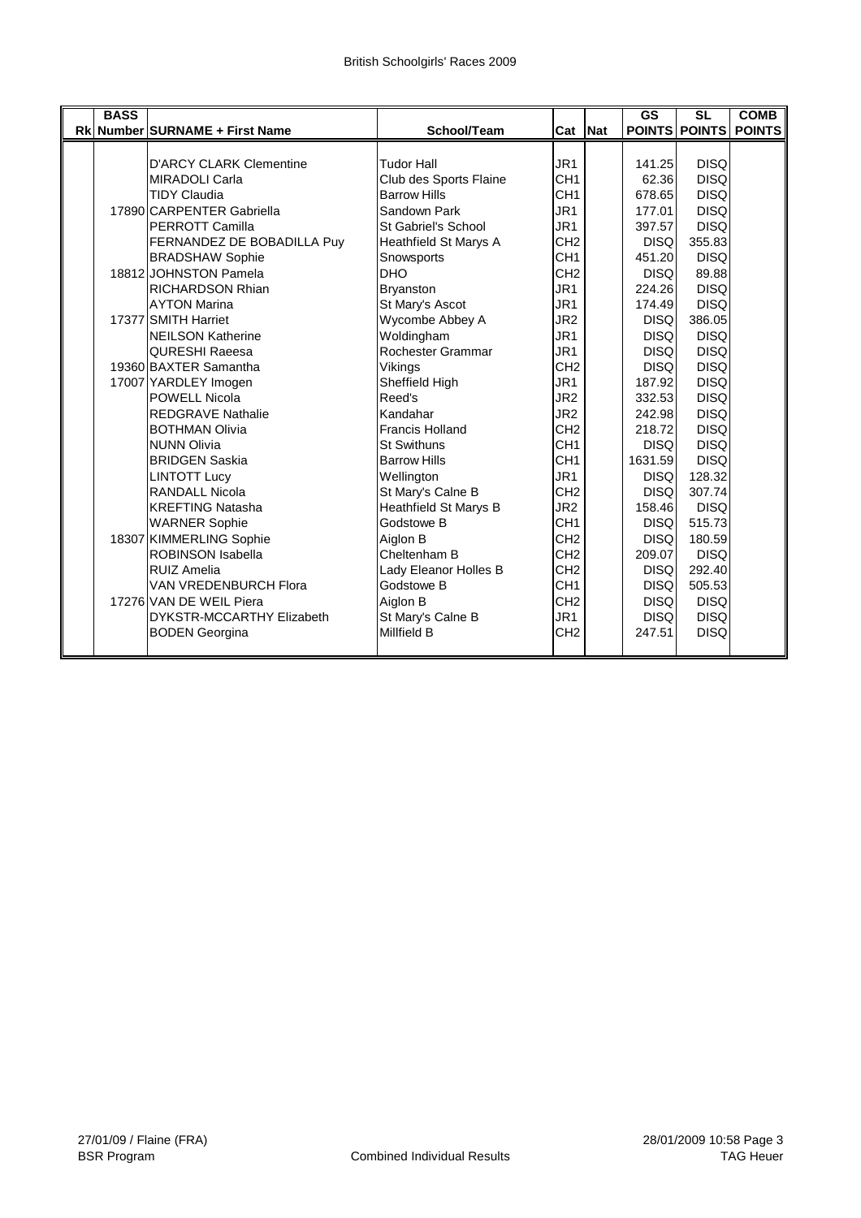| Rk | BASS Number | SURNAME + First Name | School/Team | Cat | Nat | GS POINTS | SL POINTS | COMB POINTS |
|---|---|---|---|---|---|---|---|---|
| | | D'ARCY CLARK Clementine | Tudor Hall | JR1 | | 141.25 | DISQ | |
| | | MIRADOLI Carla | Club des Sports Flaine | CH1 | | 62.36 | DISQ | |
| | | TIDY Claudia | Barrow Hills | CH1 | | 678.65 | DISQ | |
| | 17890 | CARPENTER Gabriella | Sandown Park | JR1 | | 177.01 | DISQ | |
| | | PERROTT Camilla | St Gabriel's School | JR1 | | 397.57 | DISQ | |
| | | FERNANDEZ DE BOBADILLA Puy | Heathfield St Marys A | CH2 | | DISQ | 355.83 | |
| | | BRADSHAW Sophie | Snowsports | CH1 | | 451.20 | DISQ | |
| | 18812 | JOHNSTON Pamela | DHO | CH2 | | DISQ | 89.88 | |
| | | RICHARDSON Rhian | Bryanston | JR1 | | 224.26 | DISQ | |
| | | AYTON Marina | St Mary's Ascot | JR1 | | 174.49 | DISQ | |
| | 17377 | SMITH Harriet | Wycombe Abbey A | JR2 | | DISQ | 386.05 | |
| | | NEILSON Katherine | Woldingham | JR1 | | DISQ | DISQ | |
| | | QURESHI Raeesa | Rochester Grammar | JR1 | | DISQ | DISQ | |
| | 19360 | BAXTER Samantha | Vikings | CH2 | | DISQ | DISQ | |
| | 17007 | YARDLEY Imogen | Sheffield High | JR1 | | 187.92 | DISQ | |
| | | POWELL Nicola | Reed's | JR2 | | 332.53 | DISQ | |
| | | REDGRAVE Nathalie | Kandahar | JR2 | | 242.98 | DISQ | |
| | | BOTHMAN Olivia | Francis Holland | CH2 | | 218.72 | DISQ | |
| | | NUNN Olivia | St Swithuns | CH1 | | DISQ | DISQ | |
| | | BRIDGEN Saskia | Barrow Hills | CH1 | | 1631.59 | DISQ | |
| | | LINTOTT Lucy | Wellington | JR1 | | DISQ | 128.32 | |
| | | RANDALL Nicola | St Mary's Calne B | CH2 | | DISQ | 307.74 | |
| | | KREFTING Natasha | Heathfield St Marys B | JR2 | | 158.46 | DISQ | |
| | | WARNER Sophie | Godstowe B | CH1 | | DISQ | 515.73 | |
| | 18307 | KIMMERLING Sophie | Aiglon B | CH2 | | DISQ | 180.59 | |
| | | ROBINSON Isabella | Cheltenham B | CH2 | | 209.07 | DISQ | |
| | | RUIZ Amelia | Lady Eleanor Holles B | CH2 | | DISQ | 292.40 | |
| | | VAN VREDENBURCH Flora | Godstowe B | CH1 | | DISQ | 505.53 | |
| | 17276 | VAN DE WEIL Piera | Aiglon B | CH2 | | DISQ | DISQ | |
| | | DYKSTR-MCCARTHY Elizabeth | St Mary's Calne B | JR1 | | DISQ | DISQ | |
| | | BODEN Georgina | Millfield B | CH2 | | 247.51 | DISQ | |